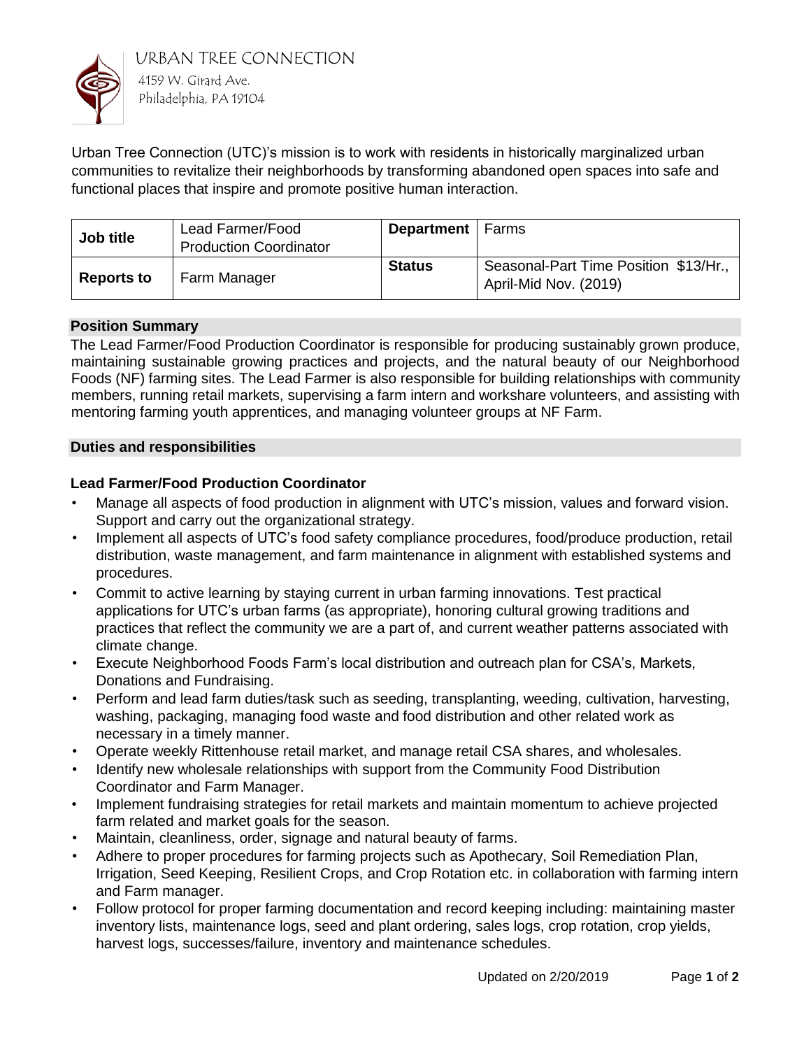URBAN TREE CONNECTION
4159 W. Girard Ave.
Philadelphia, PA 19104

Urban Tree Connection (UTC)'s mission is to work with residents in historically marginalized urban communities to revitalize their neighborhoods by transforming abandoned open spaces into safe and functional places that inspire and promote positive human interaction.

| **Job title** | Lead Farmer/Food Production Coordinator | **Department** | Farms |
|---|---|---|---|
| **Reports to** | Farm Manager | **Status** | Seasonal-Part Time Position $13/Hr., April-Mid Nov. (2019) |

## Position Summary

The Lead Farmer/Food Production Coordinator is responsible for producing sustainably grown produce, maintaining sustainable growing practices and projects, and the natural beauty of our Neighborhood Foods (NF) farming sites. The Lead Farmer is also responsible for building relationships with community members, running retail markets, supervising a farm intern and workshare volunteers, and assisting with mentoring farming youth apprentices, and managing volunteer groups at NF Farm.

## Duties and responsibilities

### Lead Farmer/Food Production Coordinator

- Manage all aspects of food production in alignment with UTC's mission, values and forward vision. Support and carry out the organizational strategy.
- Implement all aspects of UTC's food safety compliance procedures, food/produce production, retail distribution, waste management, and farm maintenance in alignment with established systems and procedures.
- Commit to active learning by staying current in urban farming innovations. Test practical applications for UTC's urban farms (as appropriate), honoring cultural growing traditions and practices that reflect the community we are a part of, and current weather patterns associated with climate change.
- Execute Neighborhood Foods Farm's local distribution and outreach plan for CSA's, Markets, Donations and Fundraising.
- Perform and lead farm duties/task such as seeding, transplanting, weeding, cultivation, harvesting, washing, packaging, managing food waste and food distribution and other related work as necessary in a timely manner.
- Operate weekly Rittenhouse retail market, and manage retail CSA shares, and wholesales.
- Identify new wholesale relationships with support from the Community Food Distribution Coordinator and Farm Manager.
- Implement fundraising strategies for retail markets and maintain momentum to achieve projected farm related and market goals for the season.
- Maintain, cleanliness, order, signage and natural beauty of farms.
- Adhere to proper procedures for farming projects such as Apothecary, Soil Remediation Plan, Irrigation, Seed Keeping, Resilient Crops, and Crop Rotation etc. in collaboration with farming intern and Farm manager.
- Follow protocol for proper farming documentation and record keeping including: maintaining master inventory lists, maintenance logs, seed and plant ordering, sales logs, crop rotation, crop yields, harvest logs, successes/failure, inventory and maintenance schedules.

Updated on 2/20/2019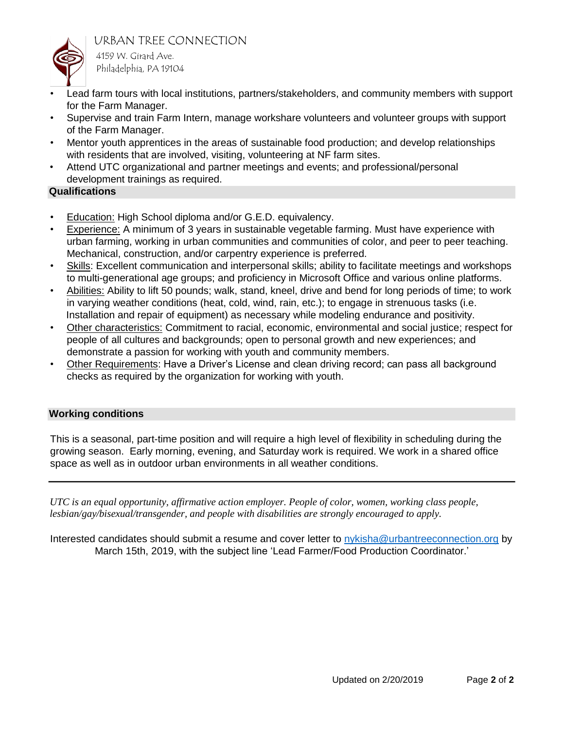- Lead farm tours with local institutions, partners/stakeholders, and community members with support for the Farm Manager.
- Supervise and train Farm Intern, manage workshare volunteers and volunteer groups with support of the Farm Manager.
- Mentor youth apprentices in the areas of sustainable food production; and develop relationships with residents that are involved, visiting, volunteering at NF farm sites.
- Attend UTC organizational and partner meetings and events; and professional/personal development trainings as required.

**Qualifications**

- Education: High School diploma and/or G.E.D. equivalency.
- Experience: A minimum of 3 years in sustainable vegetable farming. Must have experience with urban farming, working in urban communities and communities of color, and peer to peer teaching. Mechanical, construction, and/or carpentry experience is preferred.
- Skills: Excellent communication and interpersonal skills; ability to facilitate meetings and workshops to multi-generational age groups; and proficiency in Microsoft Office and various online platforms.
- Abilities: Ability to lift 50 pounds; walk, stand, kneel, drive and bend for long periods of time; to work in varying weather conditions (heat, cold, wind, rain, etc.); to engage in strenuous tasks (i.e. Installation and repair of equipment) as necessary while modeling endurance and positivity.
- Other characteristics: Commitment to racial, economic, environmental and social justice; respect for people of all cultures and backgrounds; open to personal growth and new experiences; and demonstrate a passion for working with youth and community members.
- Other Requirements: Have a Driver's License and clean driving record; can pass all background checks as required by the organization for working with youth.

**Working conditions**

This is a seasonal, part-time position and will require a high level of flexibility in scheduling during the growing season. Early morning, evening, and Saturday work is required. We work in a shared office space as well as in outdoor urban environments in all weather conditions.

---

*UTC is an equal opportunity, affirmative action employer. People of color, women, working class people, lesbian/gay/bisexual/transgender, and people with disabilities are strongly encouraged to apply.*

Interested candidates should submit a resume and cover letter to nykisha@urbantreeconnection.org by March 15th, 2019, with the subject line 'Lead Farmer/Food Production Coordinator.'

Updated on 2/20/2019